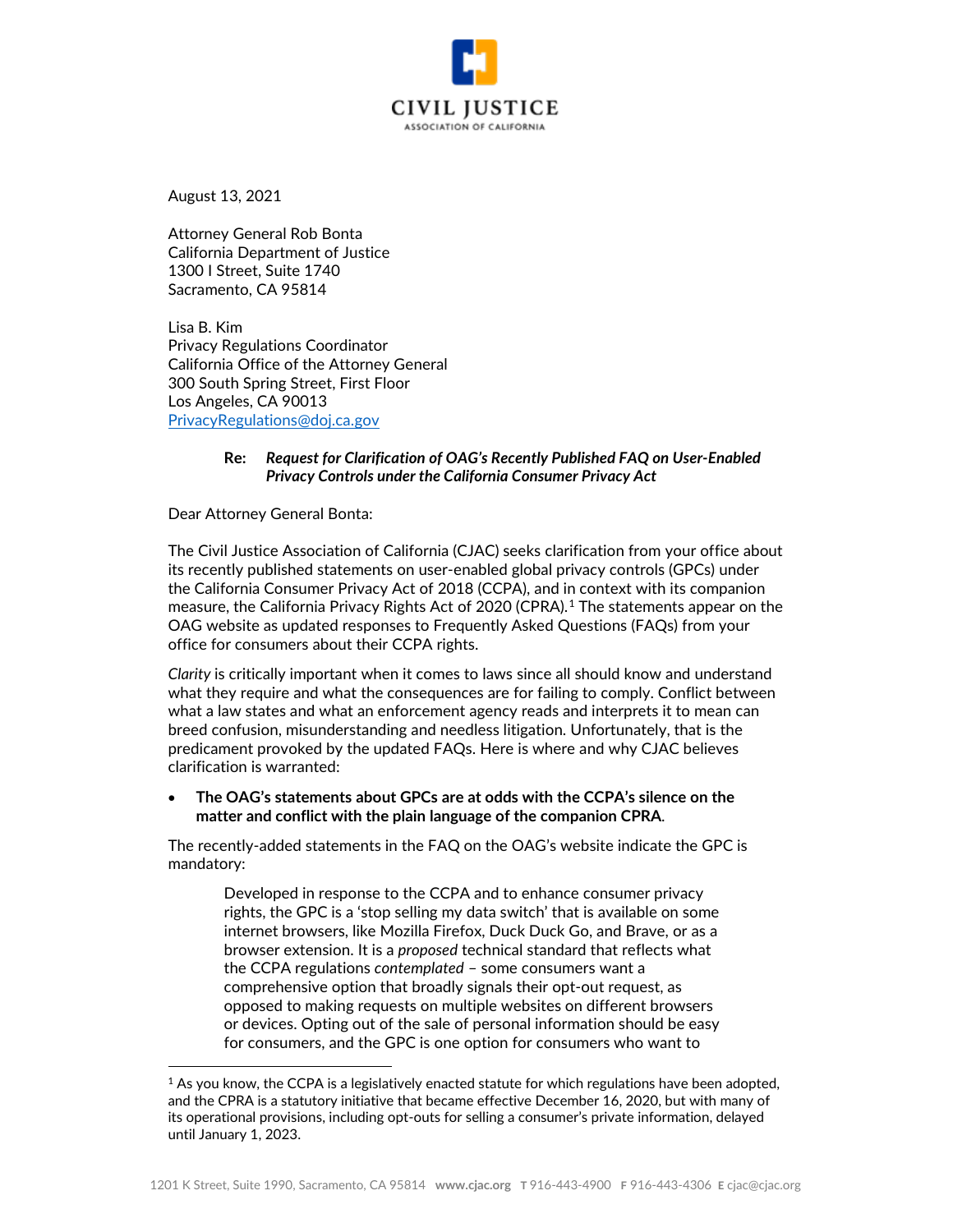CIVIL JUSTICE
ASSOCIATION OF CALIFORNIA

August 13, 2021

Attorney General Rob Bonta
California Department of Justice
1300 I Street, Suite 1740
Sacramento, CA 95814

Lisa B. Kim
Privacy Regulations Coordinator
California Office of the Attorney General
300 South Spring Street, First Floor
Los Angeles, CA 90013
PrivacyRegulations@doj.ca.gov

**Re:** ***Request for Clarification of OAG's Recently Published FAQ on User-Enabled Privacy Controls under the California Consumer Privacy Act***

Dear Attorney General Bonta:

The Civil Justice Association of California (CJAC) seeks clarification from your office about its recently published statements on user-enabled global privacy controls (GPCs) under the California Consumer Privacy Act of 2018 (CCPA), and in context with its companion measure, the California Privacy Rights Act of 2020 (CPRA).[1] The statements appear on the OAG website as updated responses to Frequently Asked Questions (FAQs) from your office for consumers about their CCPA rights.

*Clarity* is critically important when it comes to laws since all should know and understand what they require and what the consequences are for failing to comply. Conflict between what a law states and what an enforcement agency reads and interprets it to mean can breed confusion, misunderstanding and needless litigation. Unfortunately, that is the predicament provoked by the updated FAQs. Here is where and why CJAC believes clarification is warranted:

- **The OAG's statements about GPCs are at odds with the CCPA's silence on the matter and conflict with the plain language of the companion CPRA.**

The recently-added statements in the FAQ on the OAG's website indicate the GPC is mandatory:

> Developed in response to the CCPA and to enhance consumer privacy rights, the GPC is a 'stop selling my data switch' that is available on some internet browsers, like Mozilla Firefox, Duck Duck Go, and Brave, or as a browser extension. It is a *proposed* technical standard that reflects what the CCPA regulations *contemplated* – some consumers want a comprehensive option that broadly signals their opt-out request, as opposed to making requests on multiple websites on different browsers or devices. Opting out of the sale of personal information should be easy for consumers, and the GPC is one option for consumers who want to

[1] As you know, the CCPA is a legislatively enacted statute for which regulations have been adopted, and the CPRA is a statutory initiative that became effective December 16, 2020, but with many of its operational provisions, including opt-outs for selling a consumer's private information, delayed until January 1, 2023.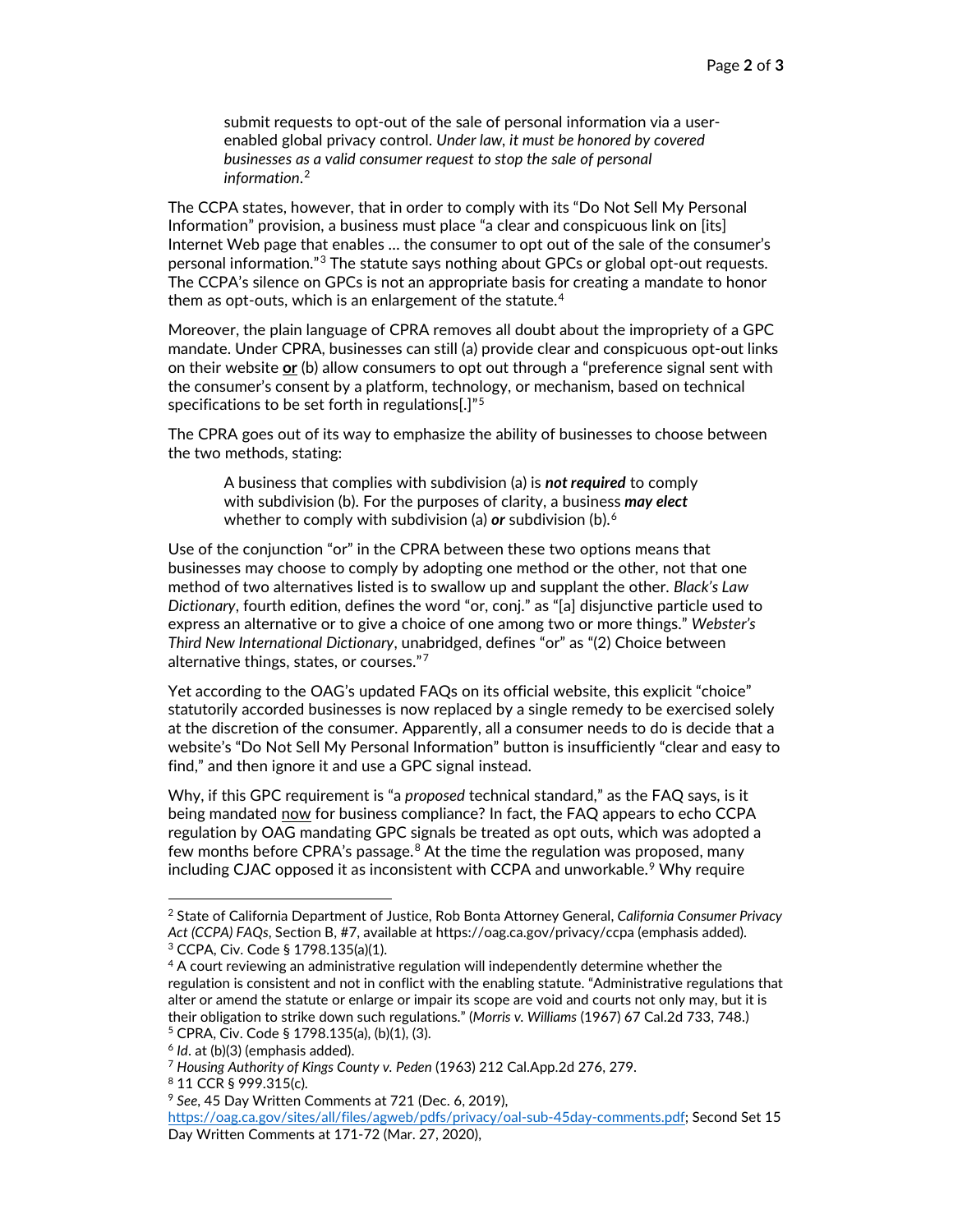> submit requests to opt-out of the sale of personal information via a user-enabled global privacy control. *Under law, it must be honored by covered businesses as a valid consumer request to stop the sale of personal information*.[2]

The CCPA states, however, that in order to comply with its "Do Not Sell My Personal Information" provision, a business must place "a clear and conspicuous link on [its] Internet Web page that enables … the consumer to opt out of the sale of the consumer's personal information."[3] The statute says nothing about GPCs or global opt-out requests. The CCPA's silence on GPCs is not an appropriate basis for creating a mandate to honor them as opt-outs, which is an enlargement of the statute.[4]

Moreover, the plain language of CPRA removes all doubt about the impropriety of a GPC mandate. Under CPRA, businesses can still (a) provide clear and conspicuous opt-out links on their website <u>**or**</u> (b) allow consumers to opt out through a "preference signal sent with the consumer's consent by a platform, technology, or mechanism, based on technical specifications to be set forth in regulations[.]"[5]

The CPRA goes out of its way to emphasize the ability of businesses to choose between the two methods, stating:

> A business that complies with subdivision (a) is ***not required*** to comply with subdivision (b). For the purposes of clarity, a business ***may elect*** whether to comply with subdivision (a) ***or*** subdivision (b).[6]

Use of the conjunction "or" in the CPRA between these two options means that businesses may choose to comply by adopting one method or the other, not that one method of two alternatives listed is to swallow up and supplant the other. *Black's Law Dictionary*, fourth edition, defines the word "or, conj." as "[a] disjunctive particle used to express an alternative or to give a choice of one among two or more things." *Webster's Third New International Dictionary*, unabridged, defines "or" as "(2) Choice between alternative things, states, or courses."[7]

Yet according to the OAG's updated FAQs on its official website, this explicit "choice" statutorily accorded businesses is now replaced by a single remedy to be exercised solely at the discretion of the consumer. Apparently, all a consumer needs to do is decide that a website's "Do Not Sell My Personal Information" button is insufficiently "clear and easy to find," and then ignore it and use a GPC signal instead.

Why, if this GPC requirement is "a *proposed* technical standard," as the FAQ says, is it being mandated <u>now</u> for business compliance? In fact, the FAQ appears to echo CCPA regulation by OAG mandating GPC signals be treated as opt outs, which was adopted a few months before CPRA's passage.[8] At the time the regulation was proposed, many including CJAC opposed it as inconsistent with CCPA and unworkable.[9] Why require

---

[2] State of California Department of Justice, Rob Bonta Attorney General, *California Consumer Privacy Act (CCPA) FAQs*, Section B, #7, available at https://oag.ca.gov/privacy/ccpa (emphasis added).

[3] CCPA, Civ. Code § 1798.135(a)(1).

[4] A court reviewing an administrative regulation will independently determine whether the regulation is consistent and not in conflict with the enabling statute. "Administrative regulations that alter or amend the statute or enlarge or impair its scope are void and courts not only may, but it is their obligation to strike down such regulations." (*Morris v. Williams* (1967) 67 Cal.2d 733, 748.)

[5] CPRA, Civ. Code § 1798.135(a), (b)(1), (3).

[6] *Id*. at (b)(3) (emphasis added).

[7] *Housing Authority of Kings County v. Peden* (1963) 212 Cal.App.2d 276, 279.

[8] 11 CCR § 999.315(c).

[9] *See*, 45 Day Written Comments at 721 (Dec. 6, 2019), https://oag.ca.gov/sites/all/files/agweb/pdfs/privacy/oal-sub-45day-comments.pdf; Second Set 15 Day Written Comments at 171-72 (Mar. 27, 2020),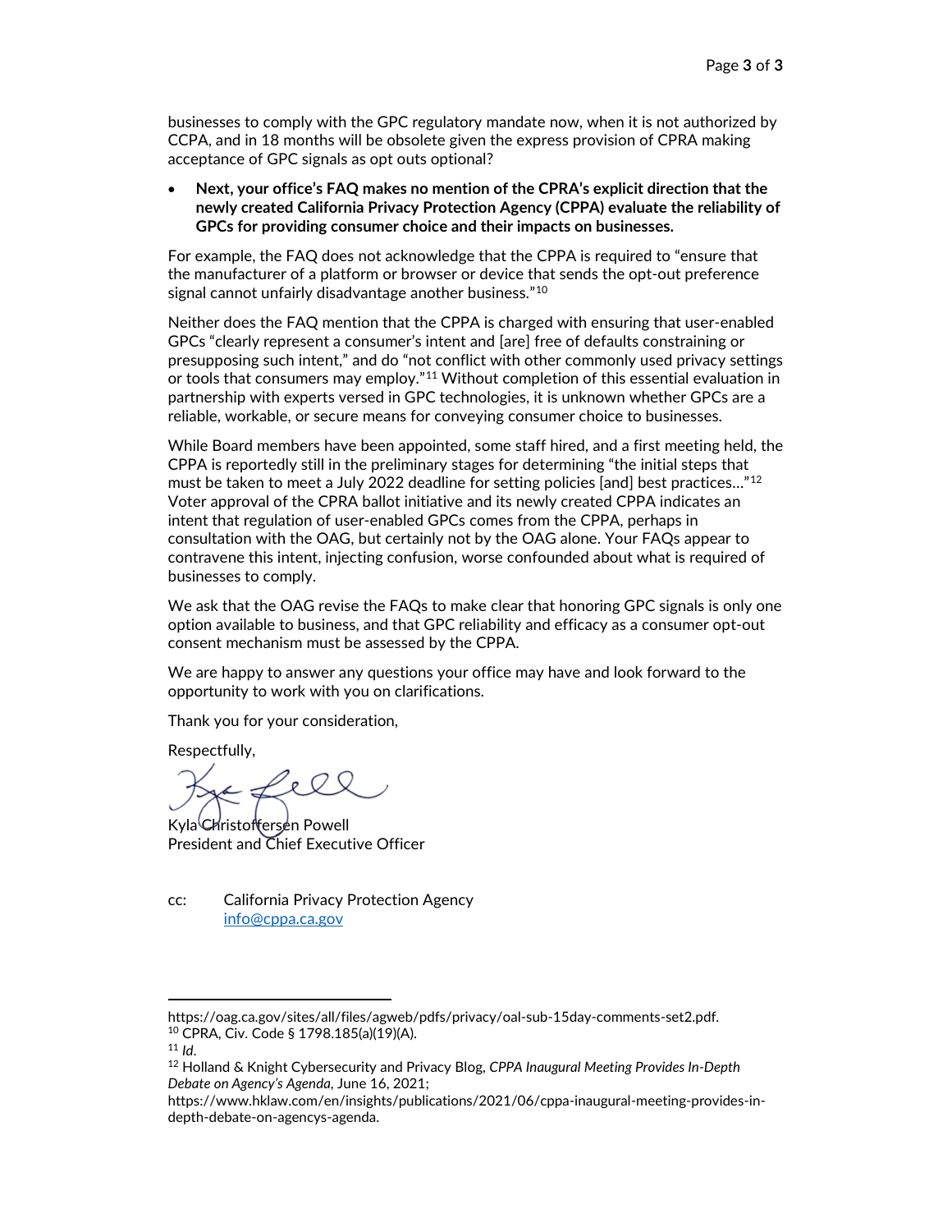businesses to comply with the GPC regulatory mandate now, when it is not authorized by CCPA, and in 18 months will be obsolete given the express provision of CPRA making acceptance of GPC signals as opt outs optional?

- **Next, your office's FAQ makes no mention of the CPRA's explicit direction that the newly created California Privacy Protection Agency (CPPA) evaluate the reliability of GPCs for providing consumer choice and their impacts on businesses.**

For example, the FAQ does not acknowledge that the CPPA is required to "ensure that the manufacturer of a platform or browser or device that sends the opt-out preference signal cannot unfairly disadvantage another business."[10]

Neither does the FAQ mention that the CPPA is charged with ensuring that user-enabled GPCs "clearly represent a consumer's intent and [are] free of defaults constraining or presupposing such intent," and do "not conflict with other commonly used privacy settings or tools that consumers may employ."[11] Without completion of this essential evaluation in partnership with experts versed in GPC technologies, it is unknown whether GPCs are a reliable, workable, or secure means for conveying consumer choice to businesses.

While Board members have been appointed, some staff hired, and a first meeting held, the CPPA is reportedly still in the preliminary stages for determining "the initial steps that must be taken to meet a July 2022 deadline for setting policies [and] best practices…"[12] Voter approval of the CPRA ballot initiative and its newly created CPPA indicates an intent that regulation of user-enabled GPCs comes from the CPPA, perhaps in consultation with the OAG, but certainly not by the OAG alone. Your FAQs appear to contravene this intent, injecting confusion, worse confounded about what is required of businesses to comply.

We ask that the OAG revise the FAQs to make clear that honoring GPC signals is only one option available to business, and that GPC reliability and efficacy as a consumer opt-out consent mechanism must be assessed by the CPPA.

We are happy to answer any questions your office may have and look forward to the opportunity to work with you on clarifications.

Thank you for your consideration,

Respectfully,

Kyla Christoffersen Powell
President and Chief Executive Officer

cc: California Privacy Protection Agency
info@cppa.ca.gov

---

https://oag.ca.gov/sites/all/files/agweb/pdfs/privacy/oal-sub-15day-comments-set2.pdf.

[10] CPRA, Civ. Code § 1798.185(a)(19)(A).

[11] *Id*.

[12] Holland & Knight Cybersecurity and Privacy Blog, *CPPA Inaugural Meeting Provides In-Depth Debate on Agency's Agenda*, June 16, 2021; https://www.hklaw.com/en/insights/publications/2021/06/cppa-inaugural-meeting-provides-in-depth-debate-on-agencys-agenda.